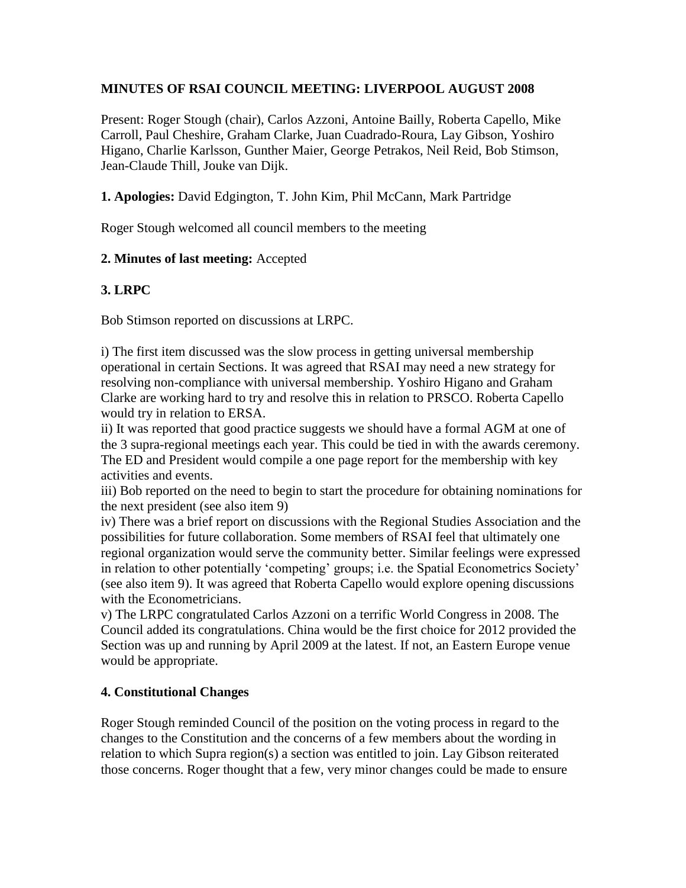## MINUTES OF RSAI COUNCIL MEETING: LIVERPOOL AUGUST 2008

Present: Roger Stough (chair), Carlos Azzoni, Antoine Bailly, Roberta Capello, Mike Carroll, Paul Cheshire, Graham Clarke, Juan Cuadrado-Roura, Lay Gibson, Yoshiro Higano, Charlie Karlsson, Gunther Maier, George Petrakos, Neil Reid, Bob Stimson, Jean-Claude Thill, Jouke van Dijk.

**1. Apologies:** David Edgington, T. John Kim, Phil McCann, Mark Partridge

Roger Stough welcomed all council members to the meeting

**2. Minutes of last meeting:** Accepted

### 3. LRPC

Bob Stimson reported on discussions at LRPC.

i) The first item discussed was the slow process in getting universal membership operational in certain Sections. It was agreed that RSAI may need a new strategy for resolving non-compliance with universal membership. Yoshiro Higano and Graham Clarke are working hard to try and resolve this in relation to PRSCO. Roberta Capello would try in relation to ERSA.
ii) It was reported that good practice suggests we should have a formal AGM at one of the 3 supra-regional meetings each year. This could be tied in with the awards ceremony. The ED and President would compile a one page report for the membership with key activities and events.
iii) Bob reported on the need to begin to start the procedure for obtaining nominations for the next president (see also item 9)
iv) There was a brief report on discussions with the Regional Studies Association and the possibilities for future collaboration. Some members of RSAI feel that ultimately one regional organization would serve the community better. Similar feelings were expressed in relation to other potentially 'competing' groups; i.e. the Spatial Econometrics Society' (see also item 9). It was agreed that Roberta Capello would explore opening discussions with the Econometricians.
v) The LRPC congratulated Carlos Azzoni on a terrific World Congress in 2008. The Council added its congratulations. China would be the first choice for 2012 provided the Section was up and running by April 2009 at the latest. If not, an Eastern Europe venue would be appropriate.

### 4. Constitutional Changes

Roger Stough reminded Council of the position on the voting process in regard to the changes to the Constitution and the concerns of a few members about the wording in relation to which Supra region(s) a section was entitled to join. Lay Gibson reiterated those concerns. Roger thought that a few, very minor changes could be made to ensure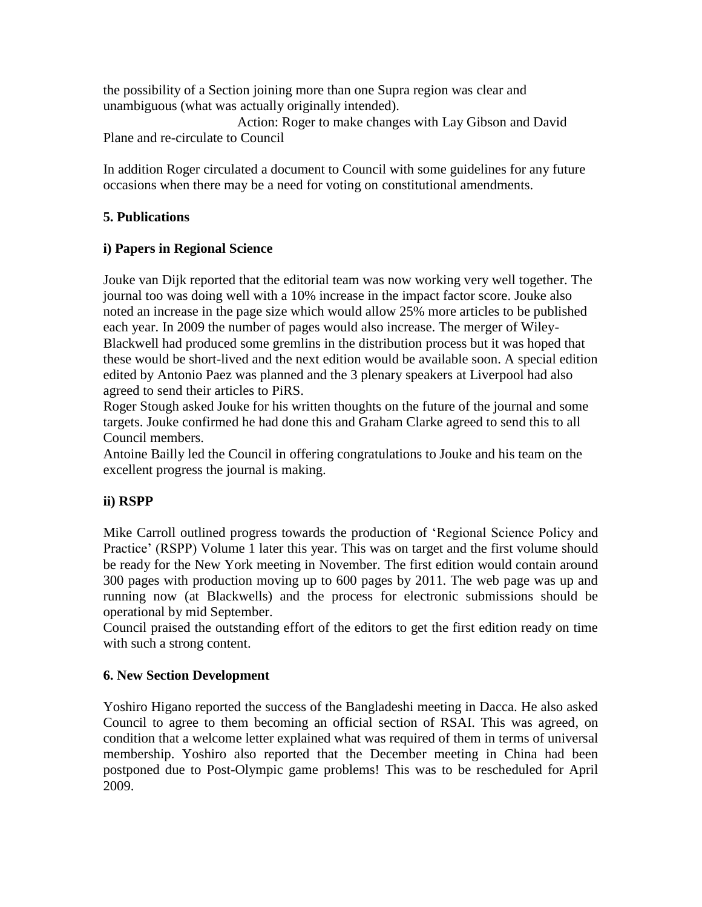the possibility of a Section joining more than one Supra region was clear and unambiguous (what was actually originally intended).

Action: Roger to make changes with Lay Gibson and David Plane and re-circulate to Council

In addition Roger circulated a document to Council with some guidelines for any future occasions when there may be a need for voting on constitutional amendments.

**5. Publications**

**i) Papers in Regional Science**

Jouke van Dijk reported that the editorial team was now working very well together. The journal too was doing well with a 10% increase in the impact factor score. Jouke also noted an increase in the page size which would allow 25% more articles to be published each year. In 2009 the number of pages would also increase. The merger of Wiley-Blackwell had produced some gremlins in the distribution process but it was hoped that these would be short-lived and the next edition would be available soon. A special edition edited by Antonio Paez was planned and the 3 plenary speakers at Liverpool had also agreed to send their articles to PiRS.

Roger Stough asked Jouke for his written thoughts on the future of the journal and some targets. Jouke confirmed he had done this and Graham Clarke agreed to send this to all Council members.

Antoine Bailly led the Council in offering congratulations to Jouke and his team on the excellent progress the journal is making.

**ii) RSPP**

Mike Carroll outlined progress towards the production of 'Regional Science Policy and Practice' (RSPP) Volume 1 later this year. This was on target and the first volume should be ready for the New York meeting in November. The first edition would contain around 300 pages with production moving up to 600 pages by 2011. The web page was up and running now (at Blackwells) and the process for electronic submissions should be operational by mid September.

Council praised the outstanding effort of the editors to get the first edition ready on time with such a strong content.

**6. New Section Development**

Yoshiro Higano reported the success of the Bangladeshi meeting in Dacca. He also asked Council to agree to them becoming an official section of RSAI. This was agreed, on condition that a welcome letter explained what was required of them in terms of universal membership. Yoshiro also reported that the December meeting in China had been postponed due to Post-Olympic game problems! This was to be rescheduled for April 2009.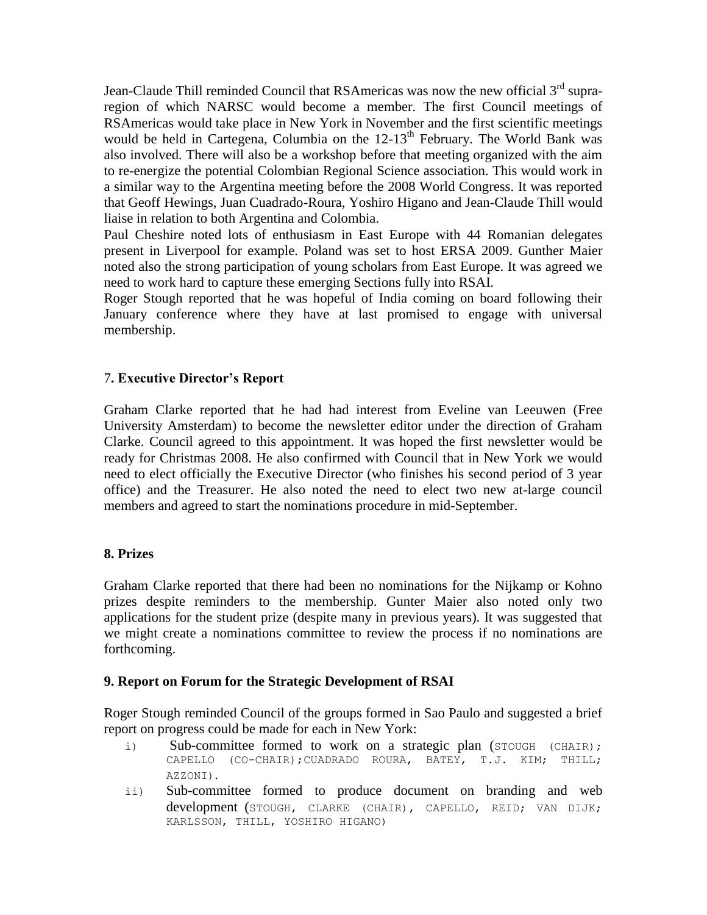Jean-Claude Thill reminded Council that RSAmericas was now the new official 3rd supra-region of which NARSC would become a member. The first Council meetings of RSAmericas would take place in New York in November and the first scientific meetings would be held in Cartegena, Columbia on the 12-13th February. The World Bank was also involved. There will also be a workshop before that meeting organized with the aim to re-energize the potential Colombian Regional Science association. This would work in a similar way to the Argentina meeting before the 2008 World Congress. It was reported that Geoff Hewings, Juan Cuadrado-Roura, Yoshiro Higano and Jean-Claude Thill would liaise in relation to both Argentina and Colombia.

Paul Cheshire noted lots of enthusiasm in East Europe with 44 Romanian delegates present in Liverpool for example. Poland was set to host ERSA 2009. Gunther Maier noted also the strong participation of young scholars from East Europe. It was agreed we need to work hard to capture these emerging Sections fully into RSAI.

Roger Stough reported that he was hopeful of India coming on board following their January conference where they have at last promised to engage with universal membership.

### 7. Executive Director's Report

Graham Clarke reported that he had had interest from Eveline van Leeuwen (Free University Amsterdam) to become the newsletter editor under the direction of Graham Clarke. Council agreed to this appointment. It was hoped the first newsletter would be ready for Christmas 2008. He also confirmed with Council that in New York we would need to elect officially the Executive Director (who finishes his second period of 3 year office) and the Treasurer. He also noted the need to elect two new at-large council members and agreed to start the nominations procedure in mid-September.

### 8. Prizes

Graham Clarke reported that there had been no nominations for the Nijkamp or Kohno prizes despite reminders to the membership. Gunter Maier also noted only two applications for the student prize (despite many in previous years). It was suggested that we might create a nominations committee to review the process if no nominations are forthcoming.

### 9. Report on Forum for the Strategic Development of RSAI

Roger Stough reminded Council of the groups formed in Sao Paulo and suggested a brief report on progress could be made for each in New York:

i) Sub-committee formed to work on a strategic plan (STOUGH (CHAIR); CAPELLO (CO-CHAIR); CUADRADO ROURA, BATEY, T.J. KIM; THILL; AZZONI).

ii) Sub-committee formed to produce document on branding and web development (STOUGH, CLARKE (CHAIR), CAPELLO, REID; VAN DIJK; KARLSSON, THILL, YOSHIRO HIGANO)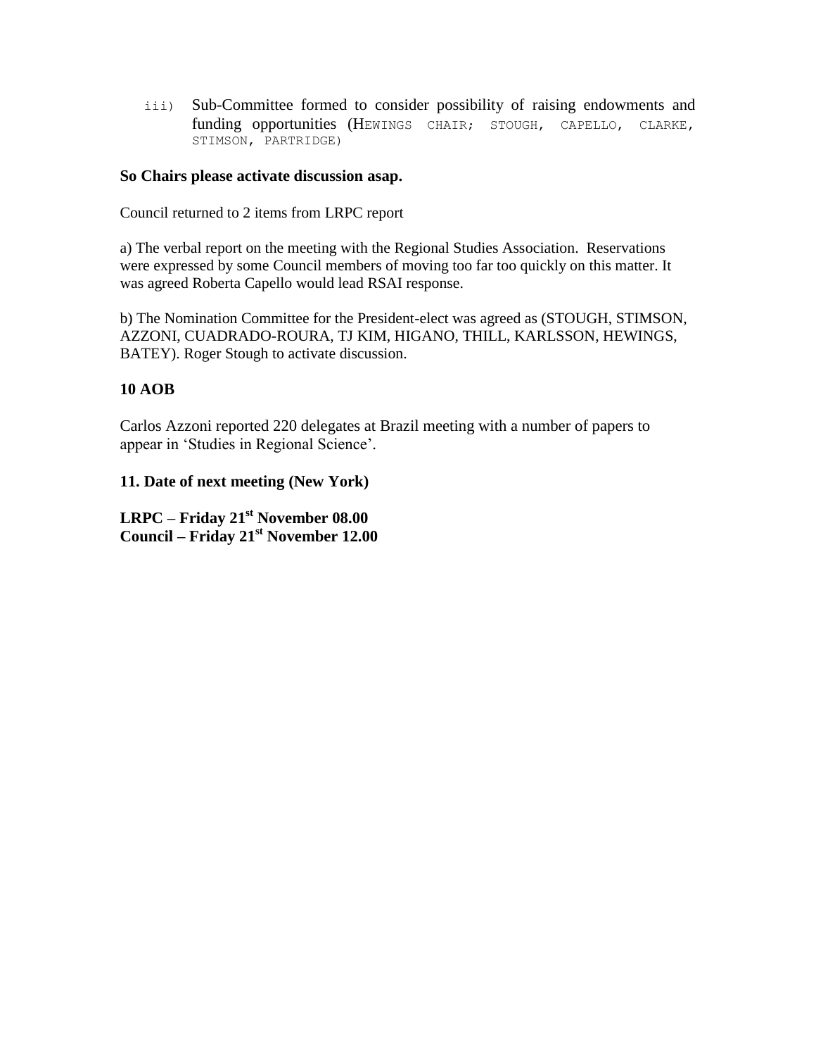iii) Sub-Committee formed to consider possibility of raising endowments and funding opportunities (HEWINGS CHAIR; STOUGH, CAPELLO, CLARKE, STIMSON, PARTRIDGE)

**So Chairs please activate discussion asap.**

Council returned to 2 items from LRPC report

a) The verbal report on the meeting with the Regional Studies Association. Reservations were expressed by some Council members of moving too far too quickly on this matter. It was agreed Roberta Capello would lead RSAI response.

b) The Nomination Committee for the President-elect was agreed as (STOUGH, STIMSON, AZZONI, CUADRADO-ROURA, TJ KIM, HIGANO, THILL, KARLSSON, HEWINGS, BATEY). Roger Stough to activate discussion.

**10 AOB**

Carlos Azzoni reported 220 delegates at Brazil meeting with a number of papers to appear in 'Studies in Regional Science'.

**11. Date of next meeting (New York)**

**LRPC – Friday 21st November 08.00**
**Council – Friday 21st November 12.00**